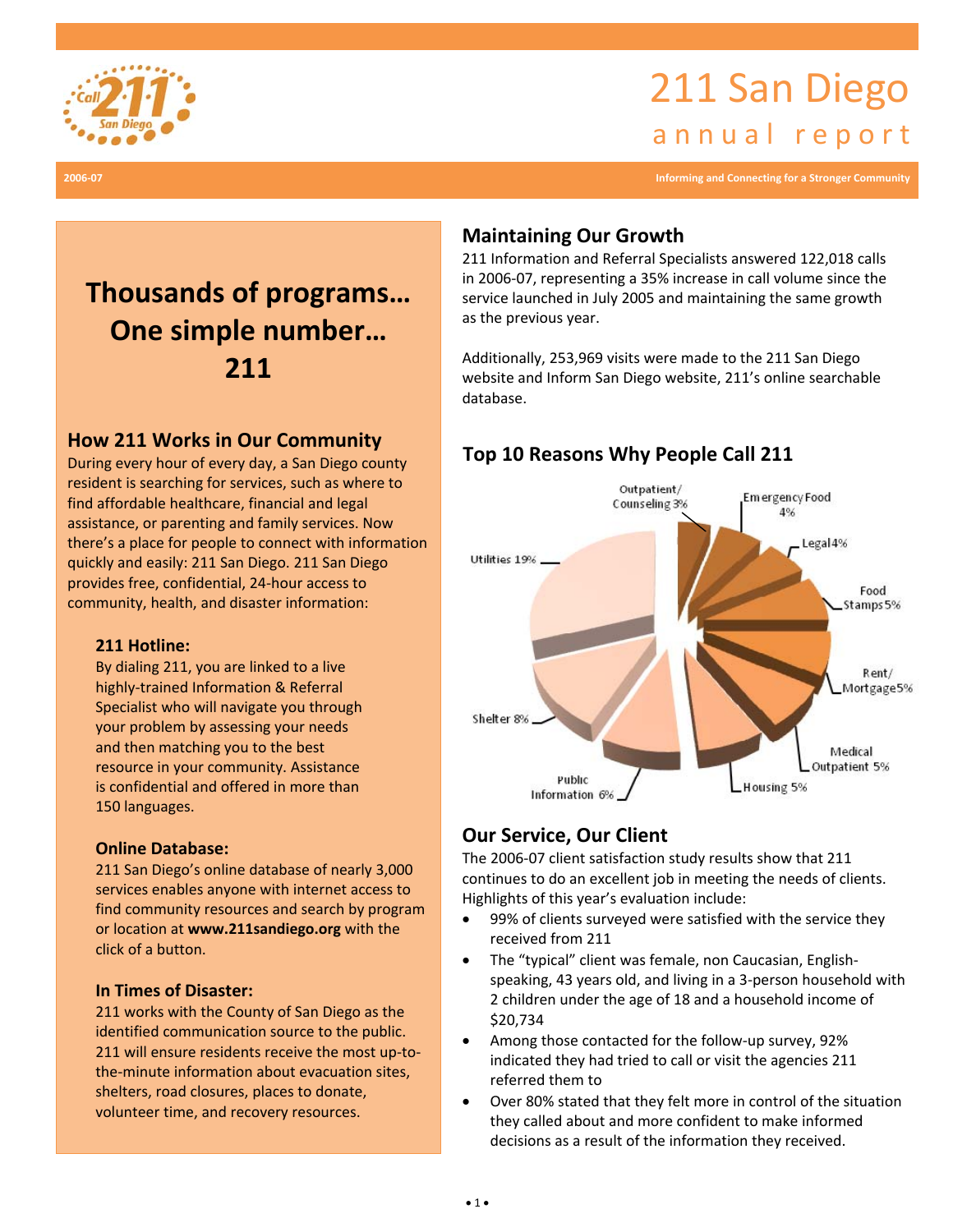# 211 San Diego

## annual report

2006-07

Informing and Connecting for a Stronger Community

## Thousands of programs… One simple number… 211

### How 211 Works in Our Community

During every hour of every day, a San Diego county resident is searching for services, such as where to find affordable healthcare, financial and legal assistance, or parenting and family services. Now there's a place for people to connect with information quickly and easily: 211 San Diego. 211 San Diego provides free, confidential, 24-hour access to community, health, and disaster information:

**211 Hotline:**

By dialing 211, you are linked to a live highly-trained Information & Referral Specialist who will navigate you through your problem by assessing your needs and then matching you to the best resource in your community. Assistance is confidential and offered in more than 150 languages.

**Online Database:**

211 San Diego's online database of nearly 3,000 services enables anyone with internet access to find community resources and search by program or location at **www.211sandiego.org** with the click of a button.

**In Times of Disaster:**

211 works with the County of San Diego as the identified communication source to the public. 211 will ensure residents receive the most up-to-the-minute information about evacuation sites, shelters, road closures, places to donate, volunteer time, and recovery resources.

### Maintaining Our Growth

211 Information and Referral Specialists answered 122,018 calls in 2006-07, representing a 35% increase in call volume since the service launched in July 2005 and maintaining the same growth as the previous year.

Additionally, 253,969 visits were made to the 211 San Diego website and Inform San Diego website, 211's online searchable database.

### Top 10 Reasons Why People Call 211

| Reason | Percent |
|---|---|
| Utilities | 19% |
| Shelter | 8% |
| Public Information | 6% |
| Housing | 5% |
| Medical Outpatient | 5% |
| Rent/Mortgage | 5% |
| Food Stamps | 5% |
| Legal | 4% |
| Emergency Food | 4% |
| Outpatient/Counseling | 3% |

### Our Service, Our Client

The 2006-07 client satisfaction study results show that 211 continues to do an excellent job in meeting the needs of clients. Highlights of this year's evaluation include:

- 99% of clients surveyed were satisfied with the service they received from 211
- The "typical" client was female, non Caucasian, English-speaking, 43 years old, and living in a 3-person household with 2 children under the age of 18 and a household income of $20,734
- Among those contacted for the follow-up survey, 92% indicated they had tried to call or visit the agencies 211 referred them to
- Over 80% stated that they felt more in control of the situation they called about and more confident to make informed decisions as a result of the information they received.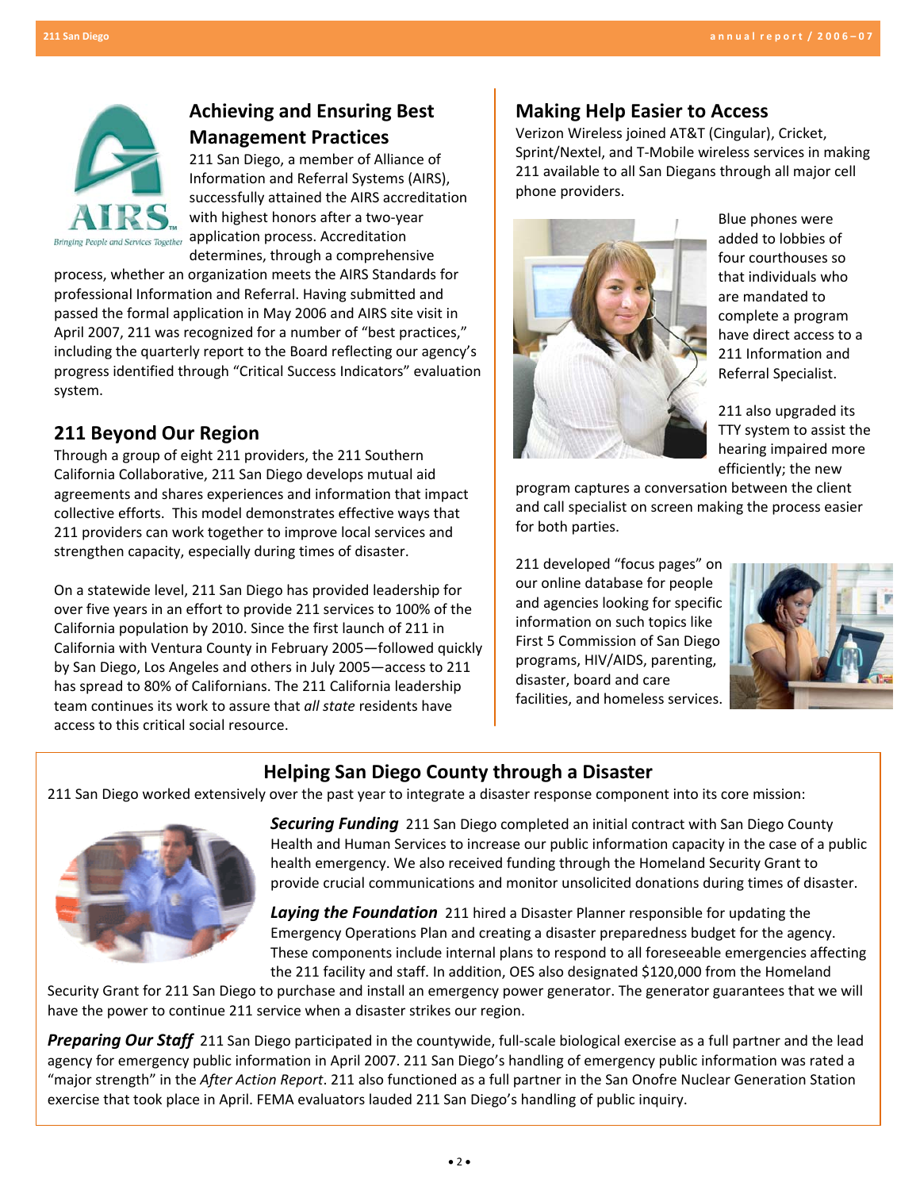## Achieving and Ensuring Best Management Practices

211 San Diego, a member of Alliance of Information and Referral Systems (AIRS), successfully attained the AIRS accreditation with highest honors after a two-year application process. Accreditation determines, through a comprehensive process, whether an organization meets the AIRS Standards for professional Information and Referral. Having submitted and passed the formal application in May 2006 and AIRS site visit in April 2007, 211 was recognized for a number of "best practices," including the quarterly report to the Board reflecting our agency's progress identified through "Critical Success Indicators" evaluation system.

## 211 Beyond Our Region

Through a group of eight 211 providers, the 211 Southern California Collaborative, 211 San Diego develops mutual aid agreements and shares experiences and information that impact collective efforts. This model demonstrates effective ways that 211 providers can work together to improve local services and strengthen capacity, especially during times of disaster.

On a statewide level, 211 San Diego has provided leadership for over five years in an effort to provide 211 services to 100% of the California population by 2010. Since the first launch of 211 in California with Ventura County in February 2005—followed quickly by San Diego, Los Angeles and others in July 2005—access to 211 has spread to 80% of Californians. The 211 California leadership team continues its work to assure that *all state* residents have access to this critical social resource.

## Making Help Easier to Access

Verizon Wireless joined AT&T (Cingular), Cricket, Sprint/Nextel, and T-Mobile wireless services in making 211 available to all San Diegans through all major cell phone providers.

Blue phones were added to lobbies of four courthouses so that individuals who are mandated to complete a program have direct access to a 211 Information and Referral Specialist.

211 also upgraded its TTY system to assist the hearing impaired more efficiently; the new program captures a conversation between the client and call specialist on screen making the process easier for both parties.

211 developed "focus pages" on our online database for people and agencies looking for specific information on such topics like First 5 Commission of San Diego programs, HIV/AIDS, parenting, disaster, board and care facilities, and homeless services.

## Helping San Diego County through a Disaster

211 San Diego worked extensively over the past year to integrate a disaster response component into its core mission:

***Securing Funding*** 211 San Diego completed an initial contract with San Diego County Health and Human Services to increase our public information capacity in the case of a public health emergency. We also received funding through the Homeland Security Grant to provide crucial communications and monitor unsolicited donations during times of disaster.

***Laying the Foundation*** 211 hired a Disaster Planner responsible for updating the Emergency Operations Plan and creating a disaster preparedness budget for the agency. These components include internal plans to respond to all foreseeable emergencies affecting the 211 facility and staff. In addition, OES also designated $120,000 from the Homeland Security Grant for 211 San Diego to purchase and install an emergency power generator. The generator guarantees that we will have the power to continue 211 service when a disaster strikes our region.

***Preparing Our Staff*** 211 San Diego participated in the countywide, full-scale biological exercise as a full partner and the lead agency for emergency public information in April 2007. 211 San Diego's handling of emergency public information was rated a "major strength" in the *After Action Report*. 211 also functioned as a full partner in the San Onofre Nuclear Generation Station exercise that took place in April. FEMA evaluators lauded 211 San Diego's handling of public inquiry.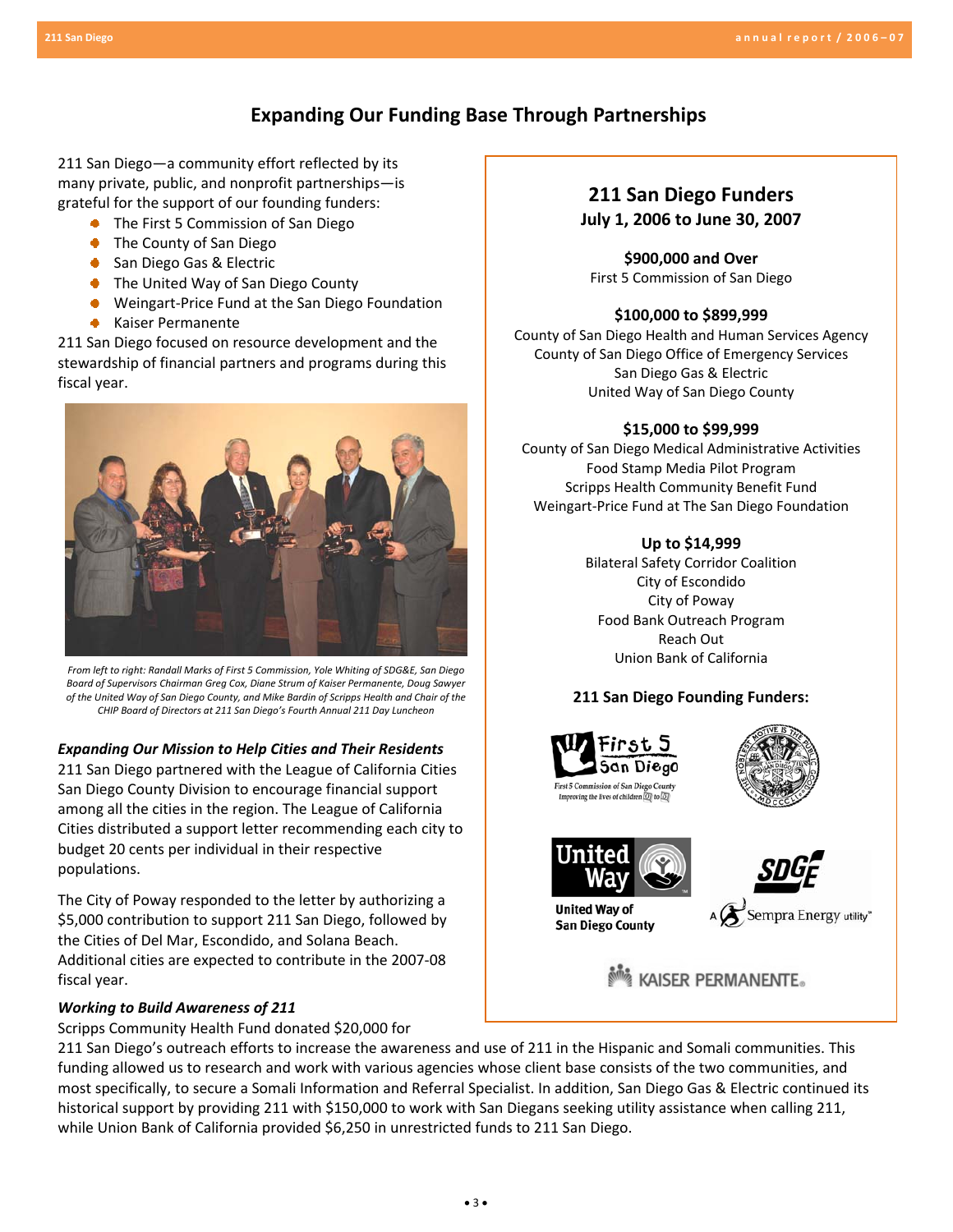## Expanding Our Funding Base Through Partnerships

211 San Diego—a community effort reflected by its many private, public, and nonprofit partnerships—is grateful for the support of our founding funders:

- The First 5 Commission of San Diego
- The County of San Diego
- San Diego Gas & Electric
- The United Way of San Diego County
- Weingart-Price Fund at the San Diego Foundation
- Kaiser Permanente

211 San Diego focused on resource development and the stewardship of financial partners and programs during this fiscal year.

*From left to right: Randall Marks of First 5 Commission, Yole Whiting of SDG&E, San Diego Board of Supervisors Chairman Greg Cox, Diane Strum of Kaiser Permanente, Doug Sawyer of the United Way of San Diego County, and Mike Bardin of Scripps Health and Chair of the CHIP Board of Directors at 211 San Diego's Fourth Annual 211 Day Luncheon*

### *Expanding Our Mission to Help Cities and Their Residents*

211 San Diego partnered with the League of California Cities San Diego County Division to encourage financial support among all the cities in the region. The League of California Cities distributed a support letter recommending each city to budget 20 cents per individual in their respective populations.

The City of Poway responded to the letter by authorizing a $5,000 contribution to support 211 San Diego, followed by the Cities of Del Mar, Escondido, and Solana Beach. Additional cities are expected to contribute in the 2007-08 fiscal year.

### *Working to Build Awareness of 211*

Scripps Community Health Fund donated $20,000 for 211 San Diego's outreach efforts to increase the awareness and use of 211 in the Hispanic and Somali communities. This funding allowed us to research and work with various agencies whose client base consists of the two communities, and most specifically, to secure a Somali Information and Referral Specialist. In addition, San Diego Gas & Electric continued its historical support by providing 211 with $150,000 to work with San Diegans seeking utility assistance when calling 211, while Union Bank of California provided $6,250 in unrestricted funds to 211 San Diego.

### 211 San Diego Funders
**July 1, 2006 to June 30, 2007**

**$900,000 and Over**
First 5 Commission of San Diego

**$100,000 to $899,999**
County of San Diego Health and Human Services Agency
County of San Diego Office of Emergency Services
San Diego Gas & Electric
United Way of San Diego County

**$15,000 to $99,999**
County of San Diego Medical Administrative Activities
Food Stamp Media Pilot Program
Scripps Health Community Benefit Fund
Weingart-Price Fund at The San Diego Foundation

**Up to $14,999**
Bilateral Safety Corridor Coalition
City of Escondido
City of Poway
Food Bank Outreach Program
Reach Out
Union Bank of California

**211 San Diego Founding Funders:**

First 5 San Diego — First 5 Commission of San Diego County — Improving the lives of children 0 to 5

United Way of San Diego County

SDG&E — A Sempra Energy utility

Kaiser Permanente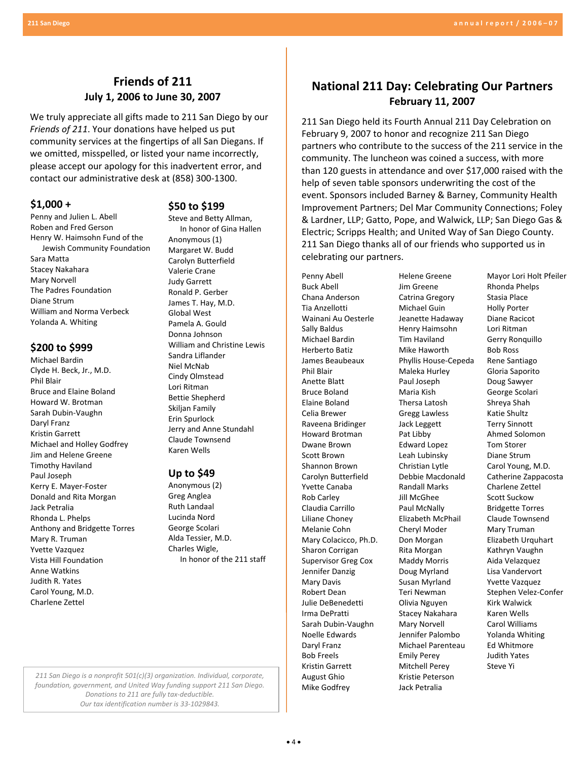## Friends of 211
### July 1, 2006 to June 30, 2007

We truly appreciate all gifts made to 211 San Diego by our *Friends of 211*. Your donations have helped us put community services at the fingertips of all San Diegans. If we omitted, misspelled, or listed your name incorrectly, please accept our apology for this inadvertent error, and contact our administrative desk at (858) 300-1300.

### $1,000 +

Penny and Julien L. Abell
Roben and Fred Gerson
Henry W. Haimsohn Fund of the Jewish Community Foundation
Sara Matta
Stacey Nakahara
Mary Norvell
The Padres Foundation
Diane Strum
William and Norma Verbeck
Yolanda A. Whiting

### $200 to $999

Michael Bardin
Clyde H. Beck, Jr., M.D.
Phil Blair
Bruce and Elaine Boland
Howard W. Brotman
Sarah Dubin-Vaughn
Daryl Franz
Kristin Garrett
Michael and Holley Godfrey
Jim and Helene Greene
Timothy Haviland
Paul Joseph
Kerry E. Mayer-Foster
Donald and Rita Morgan
Jack Petralia
Rhonda L. Phelps
Anthony and Bridgette Torres
Mary R. Truman
Yvette Vazquez
Vista Hill Foundation
Anne Watkins
Judith R. Yates
Carol Young, M.D.
Charlene Zettel

### $50 to $199

Steve and Betty Allman, In honor of Gina Hallen
Anonymous (1)
Margaret W. Budd
Carolyn Butterfield
Valerie Crane
Judy Garrett
Ronald P. Gerber
James T. Hay, M.D.
Global West
Pamela A. Gould
Donna Johnson
William and Christine Lewis
Sandra Liflander
Niel McNab
Cindy Olmstead
Lori Ritman
Bettie Shepherd
Skiljan Family
Erin Spurlock
Jerry and Anne Stundahl
Claude Townsend
Karen Wells

### Up to $49

Anonymous (2)
Greg Anglea
Ruth Landaal
Lucinda Nord
George Scolari
Alda Tessier, M.D.
Charles Wigle, In honor of the 211 staff

*211 San Diego is a nonprofit 501(c)(3) organization. Individual, corporate, foundation, government, and United Way funding support 211 San Diego. Donations to 211 are fully tax-deductible. Our tax identification number is 33-1029843.*

## National 211 Day: Celebrating Our Partners
### February 11, 2007

211 San Diego held its Fourth Annual 211 Day Celebration on February 9, 2007 to honor and recognize 211 San Diego partners who contribute to the success of the 211 service in the community. The luncheon was coined a success, with more than 120 guests in attendance and over $17,000 raised with the help of seven table sponsors underwriting the cost of the event. Sponsors included Barney & Barney, Community Health Improvement Partners; Del Mar Community Connections; Foley & Lardner, LLP; Gatto, Pope, and Walwick, LLP; San Diego Gas & Electric; Scripps Health; and United Way of San Diego County. 211 San Diego thanks all of our friends who supported us in celebrating our partners.

Penny Abell
Buck Abell
Chana Anderson
Tia Anzellotti
Wainani Au Oesterle
Sally Baldus
Michael Bardin
Herberto Batiz
James Beaubeaux
Phil Blair
Anette Blatt
Bruce Boland
Elaine Boland
Celia Brewer
Raveena Bridinger
Howard Brotman
Dwane Brown
Scott Brown
Shannon Brown
Carolyn Butterfield
Yvette Canaba
Rob Carley
Claudia Carrillo
Liliane Choney
Melanie Cohn
Mary Colacicco, Ph.D.
Sharon Corrigan
Supervisor Greg Cox
Jennifer Danzig
Mary Davis
Robert Dean
Julie DeBenedetti
Irma DePratti
Sarah Dubin-Vaughn
Noelle Edwards
Daryl Franz
Bob Freels
Kristin Garrett
August Ghio
Mike Godfrey
Helene Greene
Jim Greene
Catrina Gregory
Michael Guin
Jeanette Hadaway
Henry Haimsohn
Tim Haviland
Mike Haworth
Phyllis House-Cepeda
Maleka Hurley
Paul Joseph
Maria Kish
Thersa Latosh
Gregg Lawless
Jack Leggett
Pat Libby
Edward Lopez
Leah Lubinsky
Christian Lytle
Debbie Macdonald
Randall Marks
Jill McGhee
Paul McNally
Elizabeth McPhail
Cheryl Moder
Don Morgan
Rita Morgan
Maddy Morris
Doug Myrland
Susan Myrland
Teri Newman
Olivia Nguyen
Stacey Nakahara
Mary Norvell
Jennifer Palombo
Michael Parenteau
Emily Perey
Mitchell Perey
Kristie Peterson
Jack Petralia
Mayor Lori Holt Pfeiler
Rhonda Phelps
Stasia Place
Holly Porter
Diane Racicot
Lori Ritman
Gerry Ronquillo
Bob Ross
Rene Santiago
Gloria Saporito
Doug Sawyer
George Scolari
Shreya Shah
Katie Shultz
Terry Sinnott
Ahmed Solomon
Tom Storer
Diane Strum
Carol Young, M.D.
Catherine Zappacosta
Charlene Zettel
Scott Suckow
Bridgette Torres
Claude Townsend
Mary Truman
Elizabeth Urquhart
Kathryn Vaughn
Aida Velazquez
Lisa Vandervort
Yvette Vazquez
Stephen Velez-Confer
Kirk Walwick
Karen Wells
Carol Williams
Yolanda Whiting
Ed Whitmore
Judith Yates
Steve Yi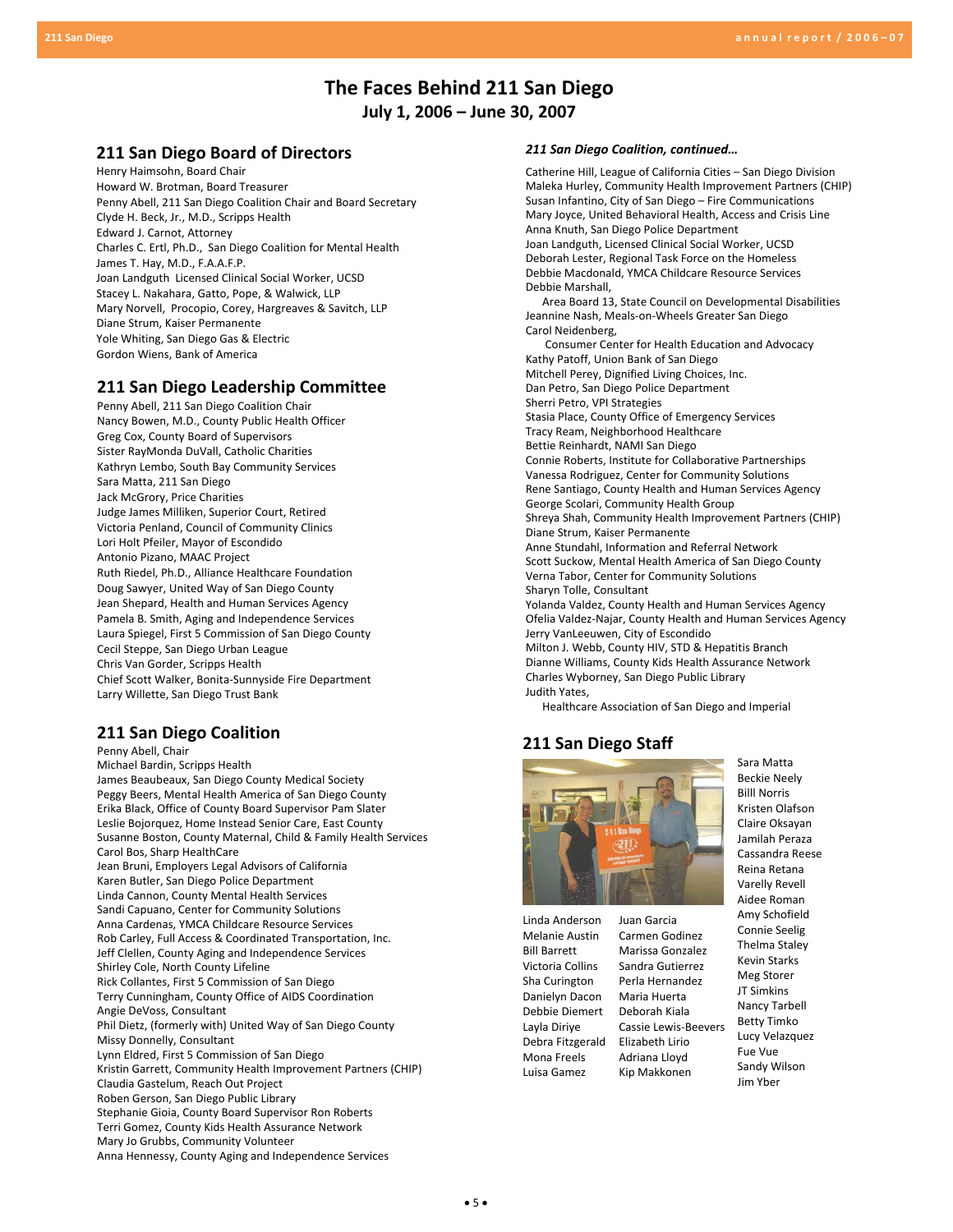# The Faces Behind 211 San Diego
## July 1, 2006 – June 30, 2007

## 211 San Diego Board of Directors

Henry Haimsohn, Board Chair
Howard W. Brotman, Board Treasurer
Penny Abell, 211 San Diego Coalition Chair and Board Secretary
Clyde H. Beck, Jr., M.D., Scripps Health
Edward J. Carnot, Attorney
Charles C. Ertl, Ph.D., San Diego Coalition for Mental Health
James T. Hay, M.D., F.A.A.F.P.
Joan Landguth Licensed Clinical Social Worker, UCSD
Stacey L. Nakahara, Gatto, Pope, & Walwick, LLP
Mary Norvell, Procopio, Corey, Hargreaves & Savitch, LLP
Diane Strum, Kaiser Permanente
Yole Whiting, San Diego Gas & Electric
Gordon Wiens, Bank of America

## 211 San Diego Leadership Committee

Penny Abell, 211 San Diego Coalition Chair
Nancy Bowen, M.D., County Public Health Officer
Greg Cox, County Board of Supervisors
Sister RayMonda DuVall, Catholic Charities
Kathryn Lembo, South Bay Community Services
Sara Matta, 211 San Diego
Jack McGrory, Price Charities
Judge James Milliken, Superior Court, Retired
Victoria Penland, Council of Community Clinics
Lori Holt Pfeiler, Mayor of Escondido
Antonio Pizano, MAAC Project
Ruth Riedel, Ph.D., Alliance Healthcare Foundation
Doug Sawyer, United Way of San Diego County
Jean Shepard, Health and Human Services Agency
Pamela B. Smith, Aging and Independence Services
Laura Spiegel, First 5 Commission of San Diego County
Cecil Steppe, San Diego Urban League
Chris Van Gorder, Scripps Health
Chief Scott Walker, Bonita-Sunnyside Fire Department
Larry Willette, San Diego Trust Bank

## 211 San Diego Coalition

Penny Abell, Chair
Michael Bardin, Scripps Health
James Beaubeaux, San Diego County Medical Society
Peggy Beers, Mental Health America of San Diego County
Erika Black, Office of County Board Supervisor Pam Slater
Leslie Bojorquez, Home Instead Senior Care, East County
Susanne Boston, County Maternal, Child & Family Health Services
Carol Bos, Sharp HealthCare
Jean Bruni, Employers Legal Advisors of California
Karen Butler, San Diego Police Department
Linda Cannon, County Mental Health Services
Sandi Capuano, Center for Community Solutions
Anna Cardenas, YMCA Childcare Resource Services
Rob Carley, Full Access & Coordinated Transportation, Inc.
Jeff Clellen, County Aging and Independence Services
Shirley Cole, North County Lifeline
Rick Collantes, First 5 Commission of San Diego
Terry Cunningham, County Office of AIDS Coordination
Angie DeVoss, Consultant
Phil Dietz, (formerly with) United Way of San Diego County
Missy Donnelly, Consultant
Lynn Eldred, First 5 Commission of San Diego
Kristin Garrett, Community Health Improvement Partners (CHIP)
Claudia Gastelum, Reach Out Project
Roben Gerson, San Diego Public Library
Stephanie Gioia, County Board Supervisor Ron Roberts
Terri Gomez, County Kids Health Assurance Network
Mary Jo Grubbs, Community Volunteer
Anna Hennessy, County Aging and Independence Services

*211 San Diego Coalition, continued…*

Catherine Hill, League of California Cities – San Diego Division
Maleka Hurley, Community Health Improvement Partners (CHIP)
Susan Infantino, City of San Diego – Fire Communications
Mary Joyce, United Behavioral Health, Access and Crisis Line
Anna Knuth, San Diego Police Department
Joan Landguth, Licensed Clinical Social Worker, UCSD
Deborah Lester, Regional Task Force on the Homeless
Debbie Macdonald, YMCA Childcare Resource Services
Debbie Marshall, Area Board 13, State Council on Developmental Disabilities
Jeannine Nash, Meals-on-Wheels Greater San Diego
Carol Neidenberg, Consumer Center for Health Education and Advocacy
Kathy Patoff, Union Bank of San Diego
Mitchell Perey, Dignified Living Choices, Inc.
Dan Petro, San Diego Police Department
Sherri Petro, VPI Strategies
Stasia Place, County Office of Emergency Services
Tracy Ream, Neighborhood Healthcare
Bettie Reinhardt, NAMI San Diego
Connie Roberts, Institute for Collaborative Partnerships
Vanessa Rodriguez, Center for Community Solutions
Rene Santiago, County Health and Human Services Agency
George Scolari, Community Health Group
Shreya Shah, Community Health Improvement Partners (CHIP)
Diane Strum, Kaiser Permanente
Anne Stundahl, Information and Referral Network
Scott Suckow, Mental Health America of San Diego County
Verna Tabor, Center for Community Solutions
Sharyn Tolle, Consultant
Yolanda Valdez, County Health and Human Services Agency
Ofelia Valdez-Najar, County Health and Human Services Agency
Jerry VanLeeuwen, City of Escondido
Milton J. Webb, County HIV, STD & Hepatitis Branch
Dianne Williams, County Kids Health Assurance Network
Charles Wyborney, San Diego Public Library
Judith Yates, Healthcare Association of San Diego and Imperial

## 211 San Diego Staff

Linda Anderson
Melanie Austin
Bill Barrett
Victoria Collins
Sha Curington
Danielyn Dacon
Debbie Diemert
Layla Diriye
Debra Fitzgerald
Mona Freels
Luisa Gamez
Juan Garcia
Carmen Godinez
Marissa Gonzalez
Sandra Gutierrez
Perla Hernandez
Maria Huerta
Deborah Kiala
Cassie Lewis-Beevers
Elizabeth Lirio
Adriana Lloyd
Kip Makkonen
Sara Matta
Beckie Neely
Billl Norris
Kristen Olafson
Claire Oksayan
Jamilah Peraza
Cassandra Reese
Reina Retana
Varelly Revell
Aidee Roman
Amy Schofield
Connie Seelig
Thelma Staley
Kevin Starks
Meg Storer
JT Simkins
Nancy Tarbell
Betty Timko
Lucy Velazquez
Fue Vue
Sandy Wilson
Jim Yber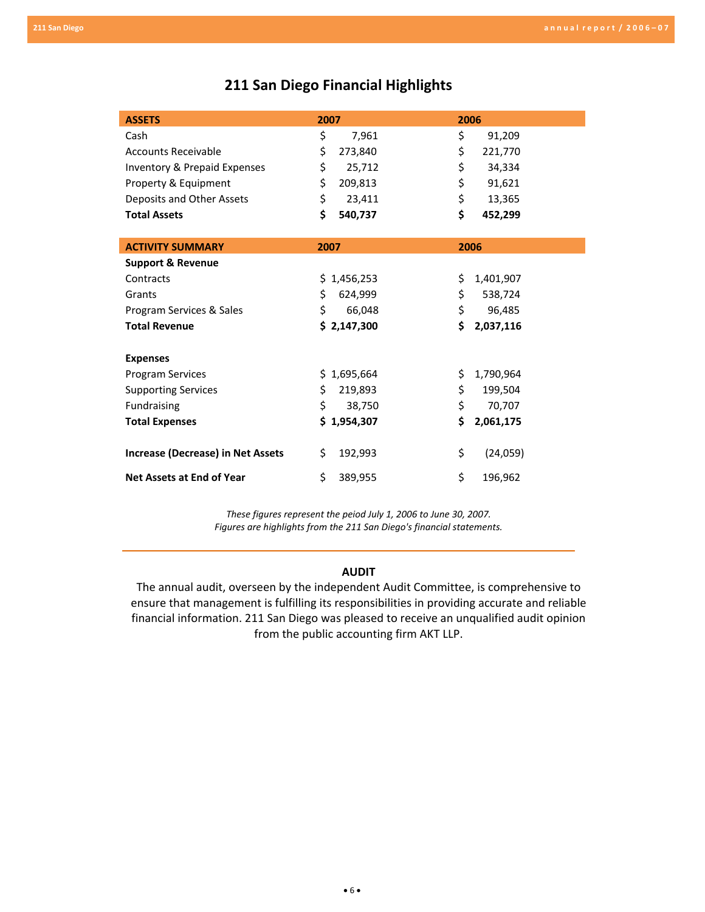# 211 San Diego Financial Highlights

| ASSETS | 2007 | 2006 |
|---|---|---|
| Cash | $ 7,961 | $ 91,209 |
| Accounts Receivable | $ 273,840 | $ 221,770 |
| Inventory & Prepaid Expenses | $ 25,712 | $ 34,334 |
| Property & Equipment | $ 209,813 | $ 91,621 |
| Deposits and Other Assets | $ 23,411 | $ 13,365 |
| **Total Assets** | **$ 540,737** | **$ 452,299** |

| ACTIVITY SUMMARY | 2007 | 2006 |
|---|---|---|
| **Support & Revenue** | | |
| Contracts | $ 1,456,253 | $ 1,401,907 |
| Grants | $ 624,999 | $ 538,724 |
| Program Services & Sales | $ 66,048 | $ 96,485 |
| **Total Revenue** | **$ 2,147,300** | **$ 2,037,116** |
| | | |
| **Expenses** | | |
| Program Services | $ 1,695,664 | $ 1,790,964 |
| Supporting Services | $ 219,893 | $ 199,504 |
| Fundraising | $ 38,750 | $ 70,707 |
| **Total Expenses** | **$ 1,954,307** | **$ 2,061,175** |
| | | |
| **Increase (Decrease) in Net Assets** | $ 192,993 | $ (24,059) |
| | | |
| **Net Assets at End of Year** | $ 389,955 | $ 196,962 |

*These figures represent the peiod July 1, 2006 to June 30, 2007.*
*Figures are highlights from the 211 San Diego's financial statements.*

---

### AUDIT

The annual audit, overseen by the independent Audit Committee, is comprehensive to ensure that management is fulfilling its responsibilities in providing accurate and reliable financial information. 211 San Diego was pleased to receive an unqualified audit opinion from the public accounting firm AKT LLP.